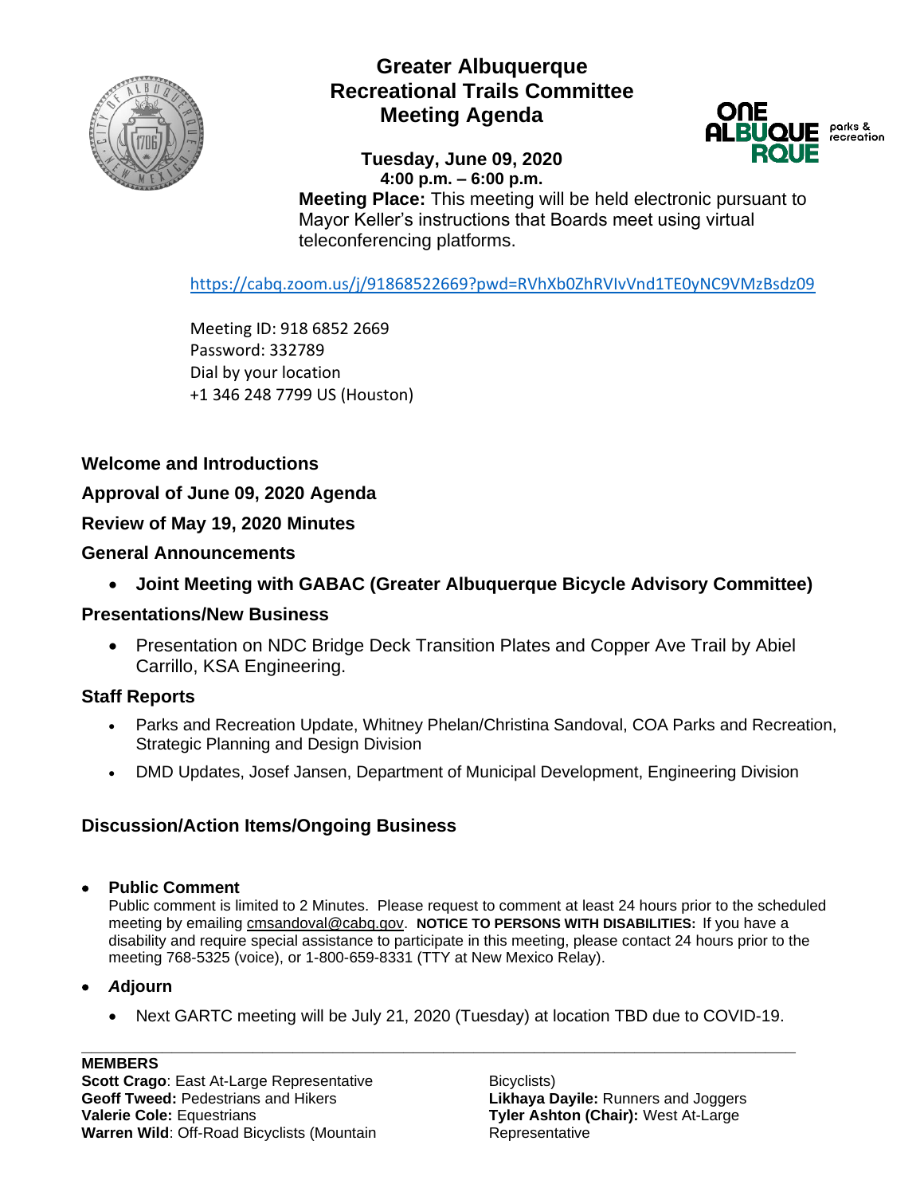# Greater Albuquerque Recreational Trails Committee Meeting Agenda

**Tuesday, June 09, 2020**
**4:00 p.m. – 6:00 p.m.**

**Meeting Place:** This meeting will be held electronic pursuant to Mayor Keller's instructions that Boards meet using virtual teleconferencing platforms.

https://cabq.zoom.us/j/91868522669?pwd=RVhXb0ZhRVIvVnd1TE0yNC9VMzBsdz09

Meeting ID: 918 6852 2669
Password: 332789
Dial by your location
+1 346 248 7799 US (Houston)

### Welcome and Introductions

### Approval of June 09, 2020 Agenda

### Review of May 19, 2020 Minutes

### General Announcements

- **Joint Meeting with GABAC (Greater Albuquerque Bicycle Advisory Committee)**

### Presentations/New Business

- Presentation on NDC Bridge Deck Transition Plates and Copper Ave Trail by Abiel Carrillo, KSA Engineering.

### Staff Reports

- Parks and Recreation Update, Whitney Phelan/Christina Sandoval, COA Parks and Recreation, Strategic Planning and Design Division
- DMD Updates, Josef Jansen, Department of Municipal Development, Engineering Division

### Discussion/Action Items/Ongoing Business

- **Public Comment**
  Public comment is limited to 2 Minutes. Please request to comment at least 24 hours prior to the scheduled meeting by emailing cmsandoval@cabq.gov. **NOTICE TO PERSONS WITH DISABILITIES:** If you have a disability and require special assistance to participate in this meeting, please contact 24 hours prior to the meeting 768-5325 (voice), or 1-800-659-8331 (TTY at New Mexico Relay).

- ***A*djourn**
  - Next GARTC meeting will be July 21, 2020 (Tuesday) at location TBD due to COVID-19.

---

**MEMBERS**
**Scott Crago**: East At-Large Representative
**Geoff Tweed:** Pedestrians and Hikers
**Valerie Cole:** Equestrians
**Warren Wild**: Off-Road Bicyclists (Mountain Bicyclists)
**Likhaya Dayile:** Runners and Joggers
**Tyler Ashton (Chair):** West At-Large Representative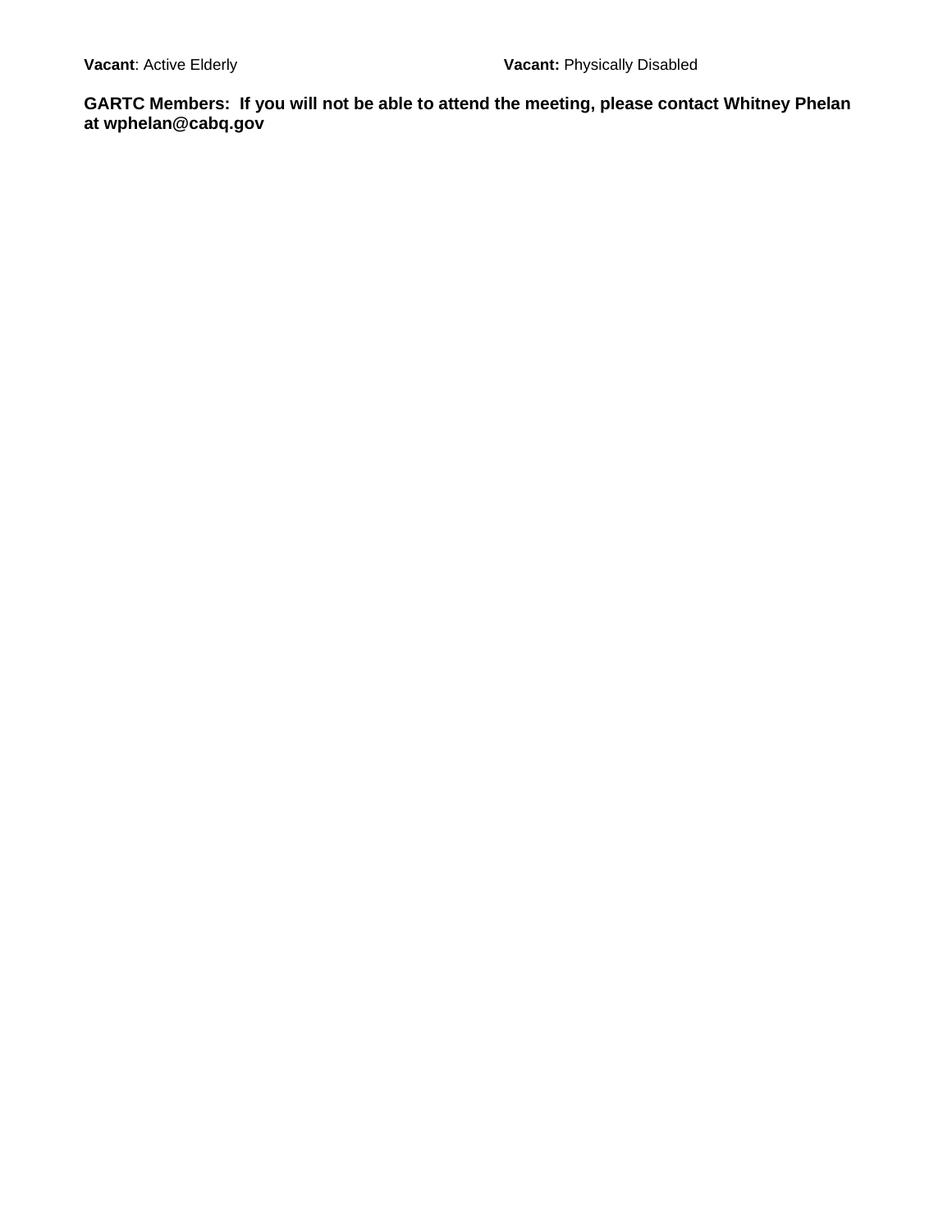**Vacant**: Active Elderly

**Vacant:** Physically Disabled

**GARTC Members: If you will not be able to attend the meeting, please contact Whitney Phelan at wphelan@cabq.gov**